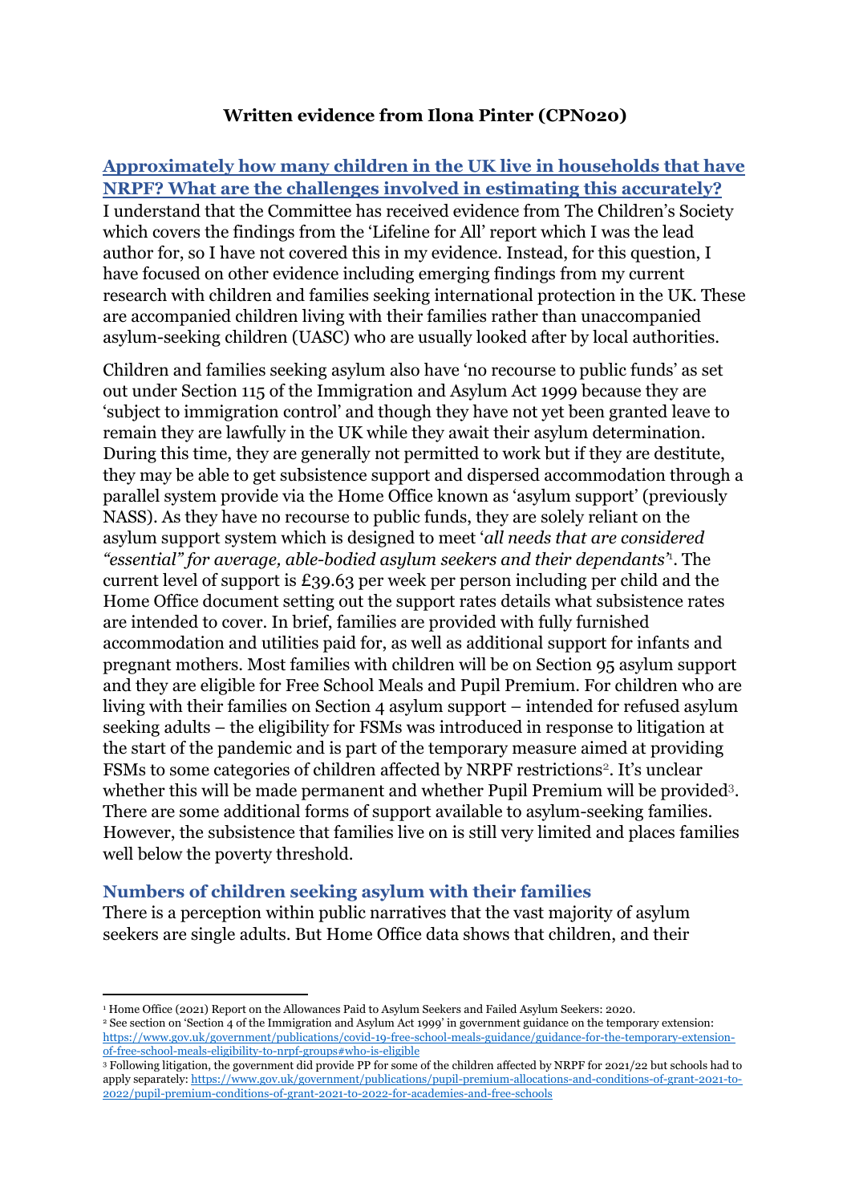**Written evidence from Ilona Pinter (CPN020)**

## Approximately how many children in the UK live in households that have NRPF? What are the challenges involved in estimating this accurately?

I understand that the Committee has received evidence from The Children's Society which covers the findings from the 'Lifeline for All' report which I was the lead author for, so I have not covered this in my evidence. Instead, for this question, I have focused on other evidence including emerging findings from my current research with children and families seeking international protection in the UK. These are accompanied children living with their families rather than unaccompanied asylum-seeking children (UASC) who are usually looked after by local authorities.

Children and families seeking asylum also have 'no recourse to public funds' as set out under Section 115 of the Immigration and Asylum Act 1999 because they are 'subject to immigration control' and though they have not yet been granted leave to remain they are lawfully in the UK while they await their asylum determination. During this time, they are generally not permitted to work but if they are destitute, they may be able to get subsistence support and dispersed accommodation through a parallel system provide via the Home Office known as 'asylum support' (previously NASS). As they have no recourse to public funds, they are solely reliant on the asylum support system which is designed to meet '*all needs that are considered "essential" for average, able-bodied asylum seekers and their dependants*'[1]. The current level of support is £39.63 per week per person including per child and the Home Office document setting out the support rates details what subsistence rates are intended to cover. In brief, families are provided with fully furnished accommodation and utilities paid for, as well as additional support for infants and pregnant mothers. Most families with children will be on Section 95 asylum support and they are eligible for Free School Meals and Pupil Premium. For children who are living with their families on Section 4 asylum support – intended for refused asylum seeking adults – the eligibility for FSMs was introduced in response to litigation at the start of the pandemic and is part of the temporary measure aimed at providing FSMs to some categories of children affected by NRPF restrictions[2]. It's unclear whether this will be made permanent and whether Pupil Premium will be provided[3]. There are some additional forms of support available to asylum-seeking families. However, the subsistence that families live on is still very limited and places families well below the poverty threshold.

### Numbers of children seeking asylum with their families

There is a perception within public narratives that the vast majority of asylum seekers are single adults. But Home Office data shows that children, and their

---

[1] Home Office (2021) Report on the Allowances Paid to Asylum Seekers and Failed Asylum Seekers: 2020.

[2] See section on 'Section 4 of the Immigration and Asylum Act 1999' in government guidance on the temporary extension: https://www.gov.uk/government/publications/covid-19-free-school-meals-guidance/guidance-for-the-temporary-extension-of-free-school-meals-eligibility-to-nrpf-groups#who-is-eligible

[3] Following litigation, the government did provide PP for some of the children affected by NRPF for 2021/22 but schools had to apply separately: https://www.gov.uk/government/publications/pupil-premium-allocations-and-conditions-of-grant-2021-to-2022/pupil-premium-conditions-of-grant-2021-to-2022-for-academies-and-free-schools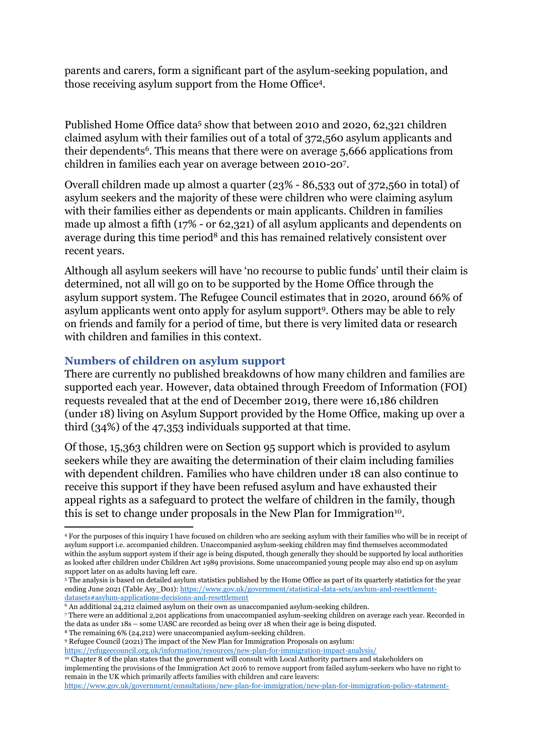parents and carers, form a significant part of the asylum-seeking population, and those receiving asylum support from the Home Office[4].

Published Home Office data[5] show that between 2010 and 2020, 62,321 children claimed asylum with their families out of a total of 372,560 asylum applicants and their dependents[6]. This means that there were on average 5,666 applications from children in families each year on average between 2010-20[7].

Overall children made up almost a quarter (23% - 86,533 out of 372,560 in total) of asylum seekers and the majority of these were children who were claiming asylum with their families either as dependents or main applicants. Children in families made up almost a fifth (17% - or 62,321) of all asylum applicants and dependents on average during this time period[8] and this has remained relatively consistent over recent years.

Although all asylum seekers will have 'no recourse to public funds' until their claim is determined, not all will go on to be supported by the Home Office through the asylum support system. The Refugee Council estimates that in 2020, around 66% of asylum applicants went onto apply for asylum support[9]. Others may be able to rely on friends and family for a period of time, but there is very limited data or research with children and families in this context.

### Numbers of children on asylum support

There are currently no published breakdowns of how many children and families are supported each year. However, data obtained through Freedom of Information (FOI) requests revealed that at the end of December 2019, there were 16,186 children (under 18) living on Asylum Support provided by the Home Office, making up over a third (34%) of the 47,353 individuals supported at that time.

Of those, 15,363 children were on Section 95 support which is provided to asylum seekers while they are awaiting the determination of their claim including families with dependent children. Families who have children under 18 can also continue to receive this support if they have been refused asylum and have exhausted their appeal rights as a safeguard to protect the welfare of children in the family, though this is set to change under proposals in the New Plan for Immigration[10].

---

[4] For the purposes of this inquiry I have focused on children who are seeking asylum with their families who will be in receipt of asylum support i.e. accompanied children. Unaccompanied asylum-seeking children may find themselves accommodated within the asylum support system if their age is being disputed, though generally they should be supported by local authorities as looked after children under Children Act 1989 provisions. Some unaccompanied young people may also end up on asylum support later on as adults having left care.

[5] The analysis is based on detailed asylum statistics published by the Home Office as part of its quarterly statistics for the year ending June 2021 (Table Asy_D01): https://www.gov.uk/government/statistical-data-sets/asylum-and-resettlement-datasets#asylum-applications-decisions-and-resettlement

[6] An additional 24,212 claimed asylum on their own as unaccompanied asylum-seeking children.

[7] There were an additional 2,201 applications from unaccompanied asylum-seeking children on average each year. Recorded in the data as under 18s – some UASC are recorded as being over 18 when their age is being disputed.

[8] The remaining 6% (24,212) were unaccompanied asylum-seeking children.

[9] Refugee Council (2021) The impact of the New Plan for Immigration Proposals on asylum: https://refugeecouncil.org.uk/information/resources/new-plan-for-immigration-impact-analysis/

[10] Chapter 8 of the plan states that the government will consult with Local Authority partners and stakeholders on implementing the provisions of the Immigration Act 2016 to remove support from failed asylum-seekers who have no right to remain in the UK which primarily affects families with children and care leavers: https://www.gov.uk/government/consultations/new-plan-for-immigration/new-plan-for-immigration-policy-statement-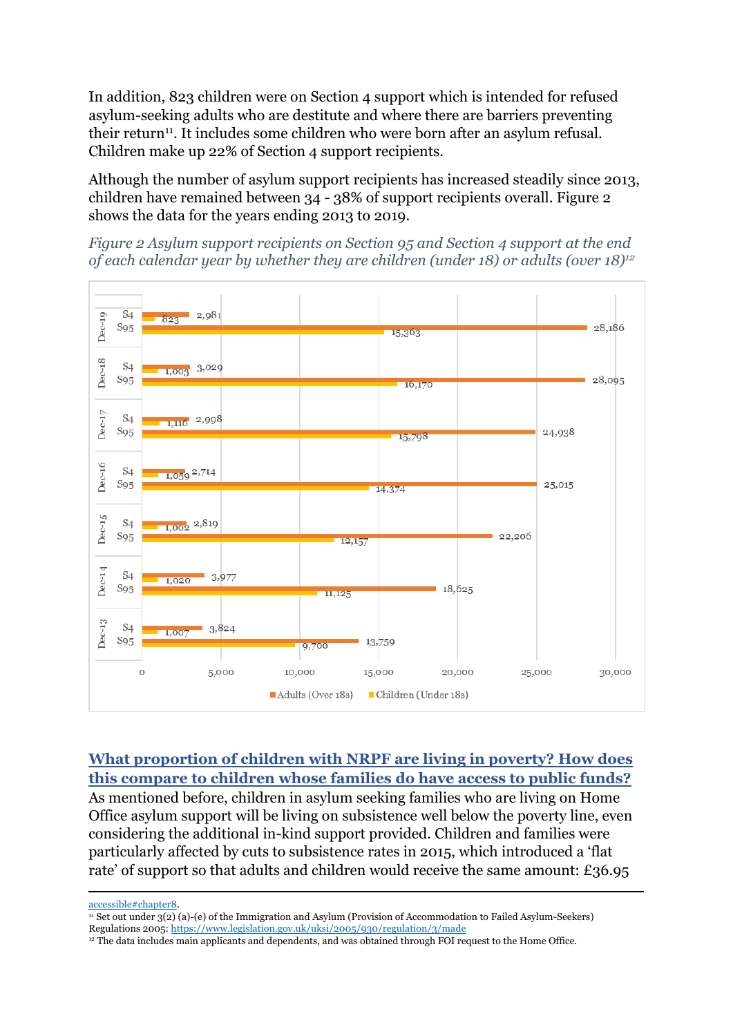In addition, 823 children were on Section 4 support which is intended for refused asylum-seeking adults who are destitute and where there are barriers preventing their return[11]. It includes some children who were born after an asylum refusal. Children make up 22% of Section 4 support recipients.

Although the number of asylum support recipients has increased steadily since 2013, children have remained between 34 - 38% of support recipients overall. Figure 2 shows the data for the years ending 2013 to 2019.

*Figure 2 Asylum support recipients on Section 95 and Section 4 support at the end of each calendar year by whether they are children (under 18) or adults (over 18)[12]*

| Year | Support | Adults (Over 18s) | Children (Under 18s) |
|---|---|---|---|
| Dec-19 | S4 | 2,981 | 823 |
| Dec-19 | S95 | 28,186 | 15,363 |
| Dec-18 | S4 | 3,029 | 1,003 |
| Dec-18 | S95 | 28,095 | 16,170 |
| Dec-17 | S4 | 2,998 | 1,110 |
| Dec-17 | S95 | 24,938 | 15,798 |
| Dec-16 | S4 | 2,714 | 1,059 |
| Dec-16 | S95 | 25,015 | 14,374 |
| Dec-15 | S4 | 2,819 | 1,002 |
| Dec-15 | S95 | 22,206 | 12,157 |
| Dec-14 | S4 | 3,977 | 1,020 |
| Dec-14 | S95 | 18,625 | 11,125 |
| Dec-13 | S4 | 3,824 | 1,007 |
| Dec-13 | S95 | 13,759 | 9,700 |

## What proportion of children with NRPF are living in poverty? How does this compare to children whose families do have access to public funds?

As mentioned before, children in asylum seeking families who are living on Home Office asylum support will be living on subsistence well below the poverty line, even considering the additional in-kind support provided. Children and families were particularly affected by cuts to subsistence rates in 2015, which introduced a 'flat rate' of support so that adults and children would receive the same amount: £36.95

---

accessible#chapter8.

[11] Set out under 3(2) (a)-(e) of the Immigration and Asylum (Provision of Accommodation to Failed Asylum-Seekers) Regulations 2005: https://www.legislation.gov.uk/uksi/2005/930/regulation/3/made

[12] The data includes main applicants and dependents, and was obtained through FOI request to the Home Office.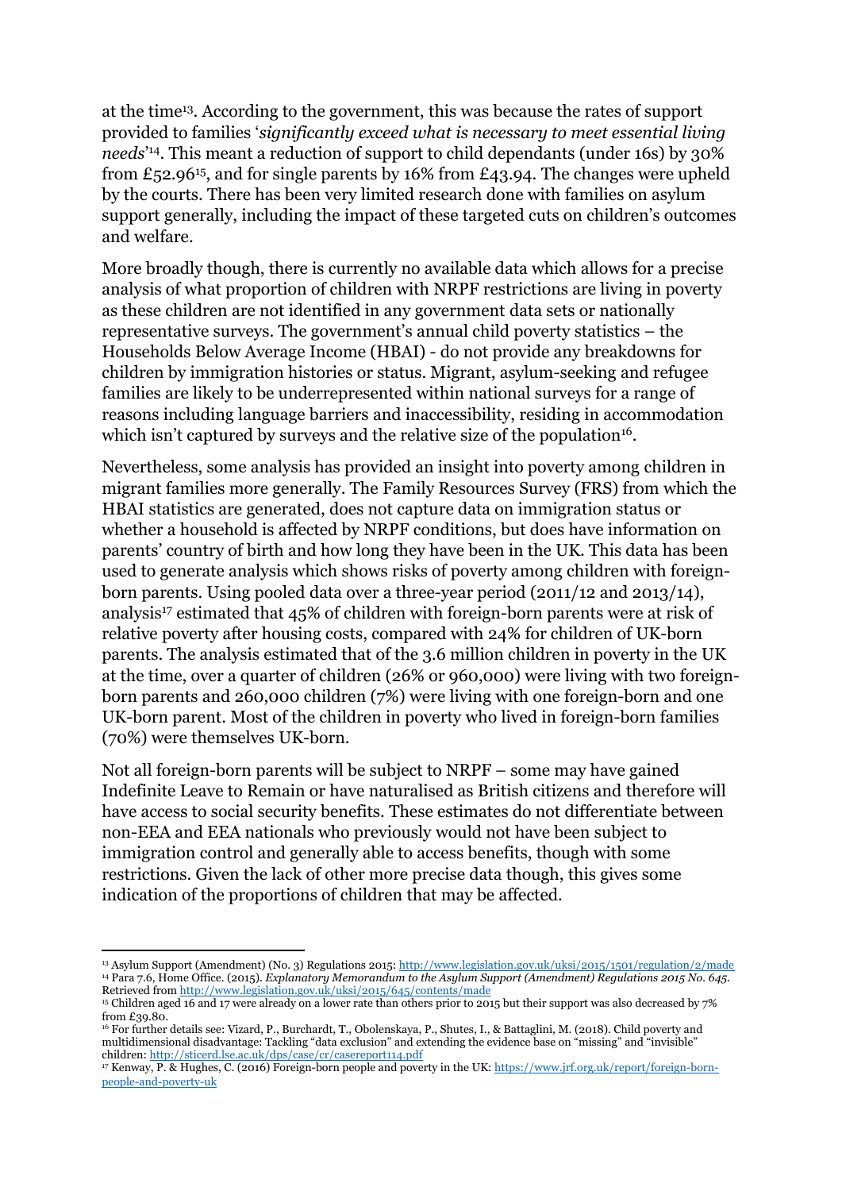at the time[13]. According to the government, this was because the rates of support provided to families '*significantly exceed what is necessary to meet essential living needs*'[14]. This meant a reduction of support to child dependants (under 16s) by 30% from £52.96[15], and for single parents by 16% from £43.94. The changes were upheld by the courts. There has been very limited research done with families on asylum support generally, including the impact of these targeted cuts on children's outcomes and welfare.

More broadly though, there is currently no available data which allows for a precise analysis of what proportion of children with NRPF restrictions are living in poverty as these children are not identified in any government data sets or nationally representative surveys. The government's annual child poverty statistics – the Households Below Average Income (HBAI) - do not provide any breakdowns for children by immigration histories or status. Migrant, asylum-seeking and refugee families are likely to be underrepresented within national surveys for a range of reasons including language barriers and inaccessibility, residing in accommodation which isn't captured by surveys and the relative size of the population[16].

Nevertheless, some analysis has provided an insight into poverty among children in migrant families more generally. The Family Resources Survey (FRS) from which the HBAI statistics are generated, does not capture data on immigration status or whether a household is affected by NRPF conditions, but does have information on parents' country of birth and how long they have been in the UK. This data has been used to generate analysis which shows risks of poverty among children with foreign-born parents. Using pooled data over a three-year period (2011/12 and 2013/14), analysis[17] estimated that 45% of children with foreign-born parents were at risk of relative poverty after housing costs, compared with 24% for children of UK-born parents. The analysis estimated that of the 3.6 million children in poverty in the UK at the time, over a quarter of children (26% or 960,000) were living with two foreign-born parents and 260,000 children (7%) were living with one foreign-born and one UK-born parent. Most of the children in poverty who lived in foreign-born families (70%) were themselves UK-born.

Not all foreign-born parents will be subject to NRPF – some may have gained Indefinite Leave to Remain or have naturalised as British citizens and therefore will have access to social security benefits. These estimates do not differentiate between non-EEA and EEA nationals who previously would not have been subject to immigration control and generally able to access benefits, though with some restrictions. Given the lack of other more precise data though, this gives some indication of the proportions of children that may be affected.

---

[13] Asylum Support (Amendment) (No. 3) Regulations 2015: http://www.legislation.gov.uk/uksi/2015/1501/regulation/2/made

[14] Para 7.6, Home Office. (2015). *Explanatory Memorandum to the Asylum Support (Amendment) Regulations 2015 No. 645*. Retrieved from http://www.legislation.gov.uk/uksi/2015/645/contents/made

[15] Children aged 16 and 17 were already on a lower rate than others prior to 2015 but their support was also decreased by 7% from £39.80.

[16] For further details see: Vizard, P., Burchardt, T., Obolenskaya, P., Shutes, I., & Battaglini, M. (2018). Child poverty and multidimensional disadvantage: Tackling "data exclusion" and extending the evidence base on "missing" and "invisible" children: http://sticerd.lse.ac.uk/dps/case/cr/casereport114.pdf

[17] Kenway, P. & Hughes, C. (2016) Foreign-born people and poverty in the UK: https://www.jrf.org.uk/report/foreign-born-people-and-poverty-uk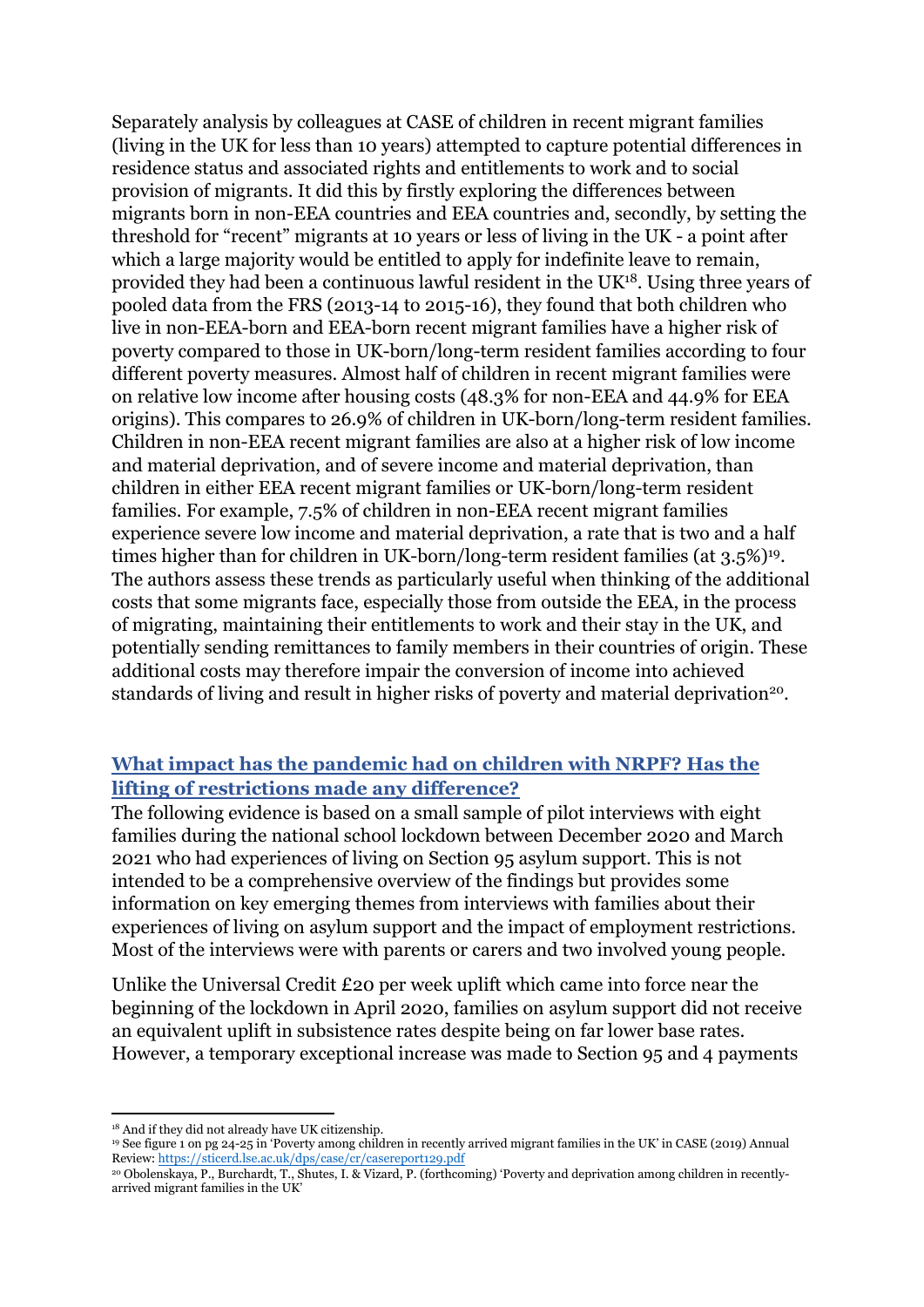Separately analysis by colleagues at CASE of children in recent migrant families (living in the UK for less than 10 years) attempted to capture potential differences in residence status and associated rights and entitlements to work and to social provision of migrants. It did this by firstly exploring the differences between migrants born in non-EEA countries and EEA countries and, secondly, by setting the threshold for "recent" migrants at 10 years or less of living in the UK - a point after which a large majority would be entitled to apply for indefinite leave to remain, provided they had been a continuous lawful resident in the UK[18]. Using three years of pooled data from the FRS (2013-14 to 2015-16), they found that both children who live in non-EEA-born and EEA-born recent migrant families have a higher risk of poverty compared to those in UK-born/long-term resident families according to four different poverty measures. Almost half of children in recent migrant families were on relative low income after housing costs (48.3% for non-EEA and 44.9% for EEA origins). This compares to 26.9% of children in UK-born/long-term resident families. Children in non-EEA recent migrant families are also at a higher risk of low income and material deprivation, and of severe income and material deprivation, than children in either EEA recent migrant families or UK-born/long-term resident families. For example, 7.5% of children in non-EEA recent migrant families experience severe low income and material deprivation, a rate that is two and a half times higher than for children in UK-born/long-term resident families (at 3.5%)[19]. The authors assess these trends as particularly useful when thinking of the additional costs that some migrants face, especially those from outside the EEA, in the process of migrating, maintaining their entitlements to work and their stay in the UK, and potentially sending remittances to family members in their countries of origin. These additional costs may therefore impair the conversion of income into achieved standards of living and result in higher risks of poverty and material deprivation[20].

## What impact has the pandemic had on children with NRPF? Has the lifting of restrictions made any difference?

The following evidence is based on a small sample of pilot interviews with eight families during the national school lockdown between December 2020 and March 2021 who had experiences of living on Section 95 asylum support. This is not intended to be a comprehensive overview of the findings but provides some information on key emerging themes from interviews with families about their experiences of living on asylum support and the impact of employment restrictions. Most of the interviews were with parents or carers and two involved young people.

Unlike the Universal Credit £20 per week uplift which came into force near the beginning of the lockdown in April 2020, families on asylum support did not receive an equivalent uplift in subsistence rates despite being on far lower base rates. However, a temporary exceptional increase was made to Section 95 and 4 payments

---

[18] And if they did not already have UK citizenship.

[19] See figure 1 on pg 24-25 in 'Poverty among children in recently arrived migrant families in the UK' in CASE (2019) Annual Review: https://sticerd.lse.ac.uk/dps/case/cr/casereport129.pdf

[20] Obolenskaya, P., Burchardt, T., Shutes, I. & Vizard, P. (forthcoming) 'Poverty and deprivation among children in recently-arrived migrant families in the UK'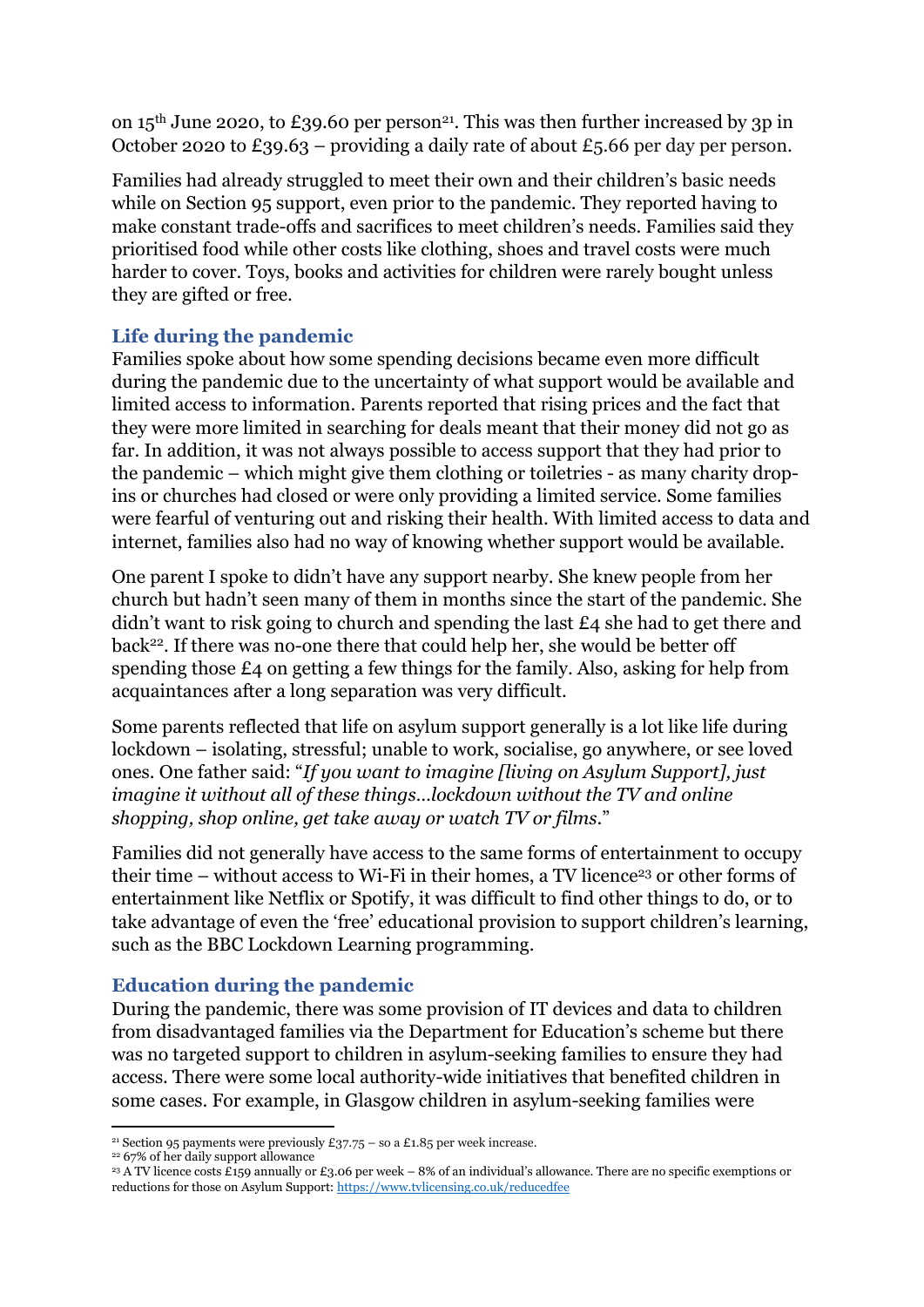on 15th June 2020, to £39.60 per person[21]. This was then further increased by 3p in October 2020 to £39.63 – providing a daily rate of about £5.66 per day per person.

Families had already struggled to meet their own and their children's basic needs while on Section 95 support, even prior to the pandemic. They reported having to make constant trade-offs and sacrifices to meet children's needs. Families said they prioritised food while other costs like clothing, shoes and travel costs were much harder to cover. Toys, books and activities for children were rarely bought unless they are gifted or free.

### Life during the pandemic

Families spoke about how some spending decisions became even more difficult during the pandemic due to the uncertainty of what support would be available and limited access to information. Parents reported that rising prices and the fact that they were more limited in searching for deals meant that their money did not go as far. In addition, it was not always possible to access support that they had prior to the pandemic – which might give them clothing or toiletries - as many charity drop-ins or churches had closed or were only providing a limited service. Some families were fearful of venturing out and risking their health. With limited access to data and internet, families also had no way of knowing whether support would be available.

One parent I spoke to didn't have any support nearby. She knew people from her church but hadn't seen many of them in months since the start of the pandemic. She didn't want to risk going to church and spending the last £4 she had to get there and back[22]. If there was no-one there that could help her, she would be better off spending those £4 on getting a few things for the family. Also, asking for help from acquaintances after a long separation was very difficult.

Some parents reflected that life on asylum support generally is a lot like life during lockdown – isolating, stressful; unable to work, socialise, go anywhere, or see loved ones. One father said: "*If you want to imagine [living on Asylum Support], just imagine it without all of these things…lockdown without the TV and online shopping, shop online, get take away or watch TV or films*."

Families did not generally have access to the same forms of entertainment to occupy their time – without access to Wi-Fi in their homes, a TV licence[23] or other forms of entertainment like Netflix or Spotify, it was difficult to find other things to do, or to take advantage of even the 'free' educational provision to support children's learning, such as the BBC Lockdown Learning programming.

### Education during the pandemic

During the pandemic, there was some provision of IT devices and data to children from disadvantaged families via the Department for Education's scheme but there was no targeted support to children in asylum-seeking families to ensure they had access. There were some local authority-wide initiatives that benefited children in some cases. For example, in Glasgow children in asylum-seeking families were

---

[21] Section 95 payments were previously £37.75 – so a £1.85 per week increase.

[22] 67% of her daily support allowance

[23] A TV licence costs £159 annually or £3.06 per week – 8% of an individual's allowance. There are no specific exemptions or reductions for those on Asylum Support: https://www.tvlicensing.co.uk/reducedfee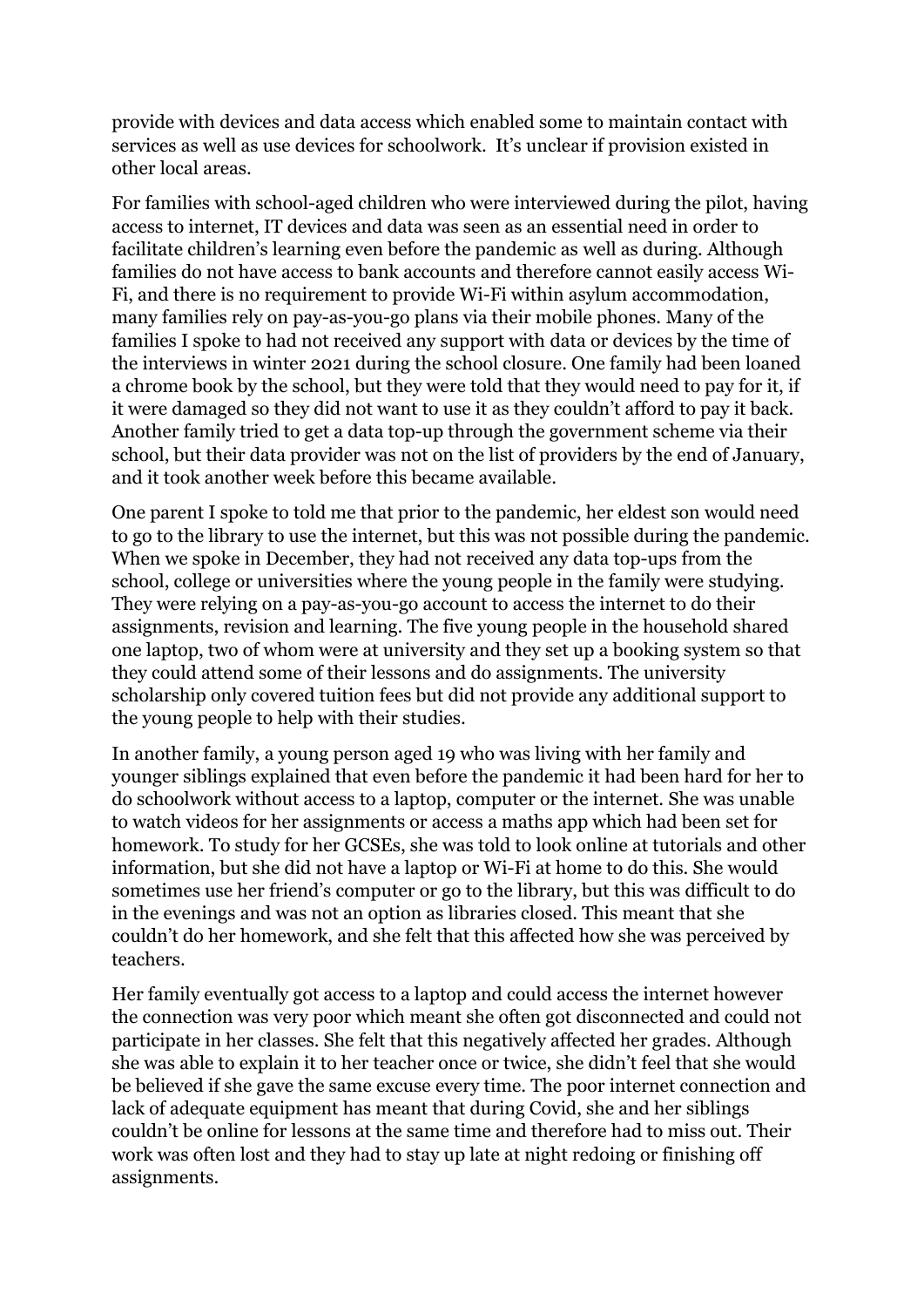provide with devices and data access which enabled some to maintain contact with services as well as use devices for schoolwork. It's unclear if provision existed in other local areas.

For families with school-aged children who were interviewed during the pilot, having access to internet, IT devices and data was seen as an essential need in order to facilitate children's learning even before the pandemic as well as during. Although families do not have access to bank accounts and therefore cannot easily access Wi-Fi, and there is no requirement to provide Wi-Fi within asylum accommodation, many families rely on pay-as-you-go plans via their mobile phones. Many of the families I spoke to had not received any support with data or devices by the time of the interviews in winter 2021 during the school closure. One family had been loaned a chrome book by the school, but they were told that they would need to pay for it, if it were damaged so they did not want to use it as they couldn't afford to pay it back. Another family tried to get a data top-up through the government scheme via their school, but their data provider was not on the list of providers by the end of January, and it took another week before this became available.

One parent I spoke to told me that prior to the pandemic, her eldest son would need to go to the library to use the internet, but this was not possible during the pandemic. When we spoke in December, they had not received any data top-ups from the school, college or universities where the young people in the family were studying. They were relying on a pay-as-you-go account to access the internet to do their assignments, revision and learning. The five young people in the household shared one laptop, two of whom were at university and they set up a booking system so that they could attend some of their lessons and do assignments. The university scholarship only covered tuition fees but did not provide any additional support to the young people to help with their studies.

In another family, a young person aged 19 who was living with her family and younger siblings explained that even before the pandemic it had been hard for her to do schoolwork without access to a laptop, computer or the internet. She was unable to watch videos for her assignments or access a maths app which had been set for homework. To study for her GCSEs, she was told to look online at tutorials and other information, but she did not have a laptop or Wi-Fi at home to do this. She would sometimes use her friend's computer or go to the library, but this was difficult to do in the evenings and was not an option as libraries closed. This meant that she couldn't do her homework, and she felt that this affected how she was perceived by teachers.

Her family eventually got access to a laptop and could access the internet however the connection was very poor which meant she often got disconnected and could not participate in her classes. She felt that this negatively affected her grades. Although she was able to explain it to her teacher once or twice, she didn't feel that she would be believed if she gave the same excuse every time. The poor internet connection and lack of adequate equipment has meant that during Covid, she and her siblings couldn't be online for lessons at the same time and therefore had to miss out. Their work was often lost and they had to stay up late at night redoing or finishing off assignments.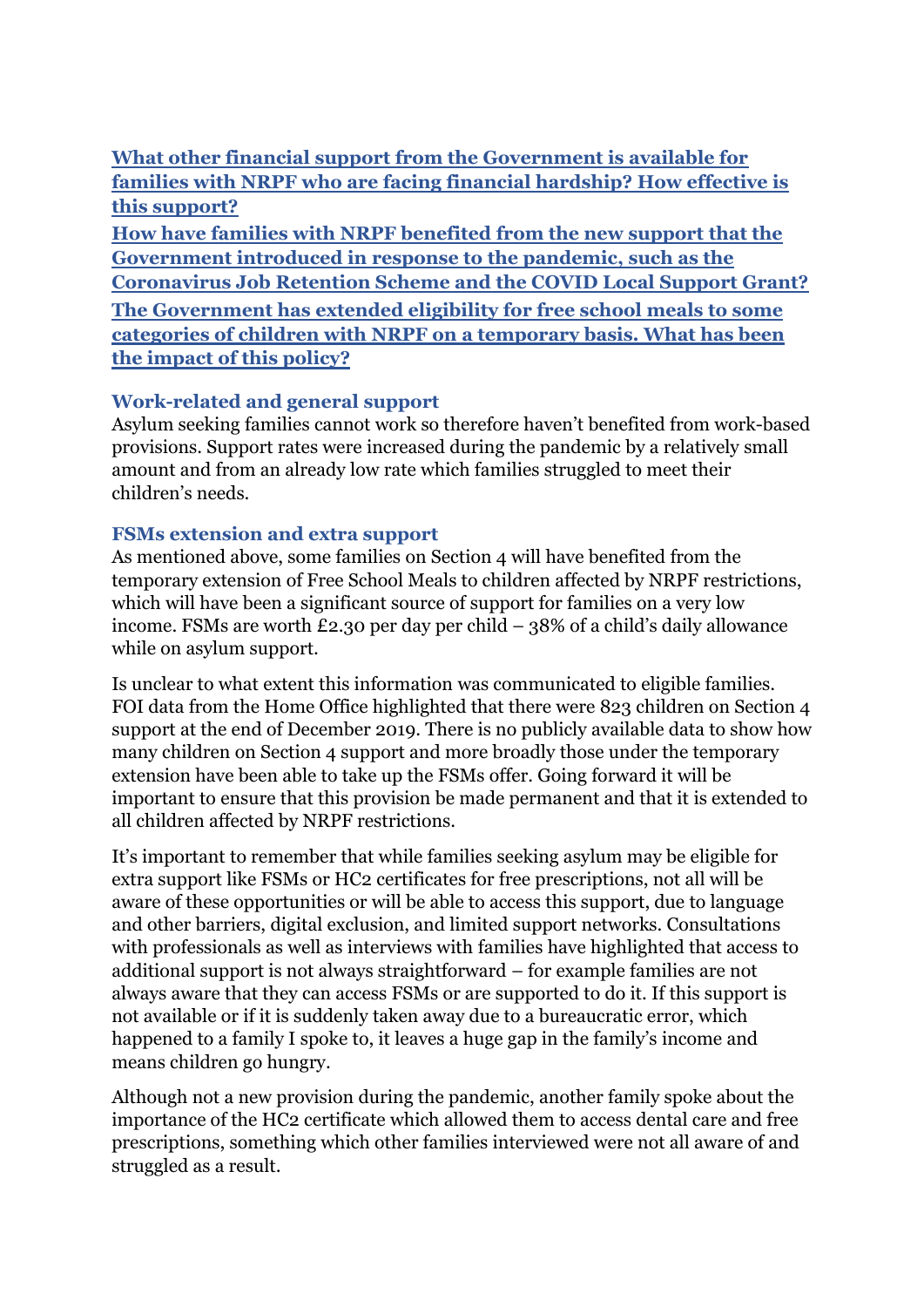**What other financial support from the Government is available for families with NRPF who are facing financial hardship? How effective is this support?**

**How have families with NRPF benefited from the new support that the Government introduced in response to the pandemic, such as the Coronavirus Job Retention Scheme and the COVID Local Support Grant?**

**The Government has extended eligibility for free school meals to some categories of children with NRPF on a temporary basis. What has been the impact of this policy?**

### Work-related and general support

Asylum seeking families cannot work so therefore haven't benefited from work-based provisions. Support rates were increased during the pandemic by a relatively small amount and from an already low rate which families struggled to meet their children's needs.

### FSMs extension and extra support

As mentioned above, some families on Section 4 will have benefited from the temporary extension of Free School Meals to children affected by NRPF restrictions, which will have been a significant source of support for families on a very low income. FSMs are worth £2.30 per day per child – 38% of a child's daily allowance while on asylum support.

Is unclear to what extent this information was communicated to eligible families. FOI data from the Home Office highlighted that there were 823 children on Section 4 support at the end of December 2019. There is no publicly available data to show how many children on Section 4 support and more broadly those under the temporary extension have been able to take up the FSMs offer. Going forward it will be important to ensure that this provision be made permanent and that it is extended to all children affected by NRPF restrictions.

It's important to remember that while families seeking asylum may be eligible for extra support like FSMs or HC2 certificates for free prescriptions, not all will be aware of these opportunities or will be able to access this support, due to language and other barriers, digital exclusion, and limited support networks. Consultations with professionals as well as interviews with families have highlighted that access to additional support is not always straightforward – for example families are not always aware that they can access FSMs or are supported to do it. If this support is not available or if it is suddenly taken away due to a bureaucratic error, which happened to a family I spoke to, it leaves a huge gap in the family's income and means children go hungry.

Although not a new provision during the pandemic, another family spoke about the importance of the HC2 certificate which allowed them to access dental care and free prescriptions, something which other families interviewed were not all aware of and struggled as a result.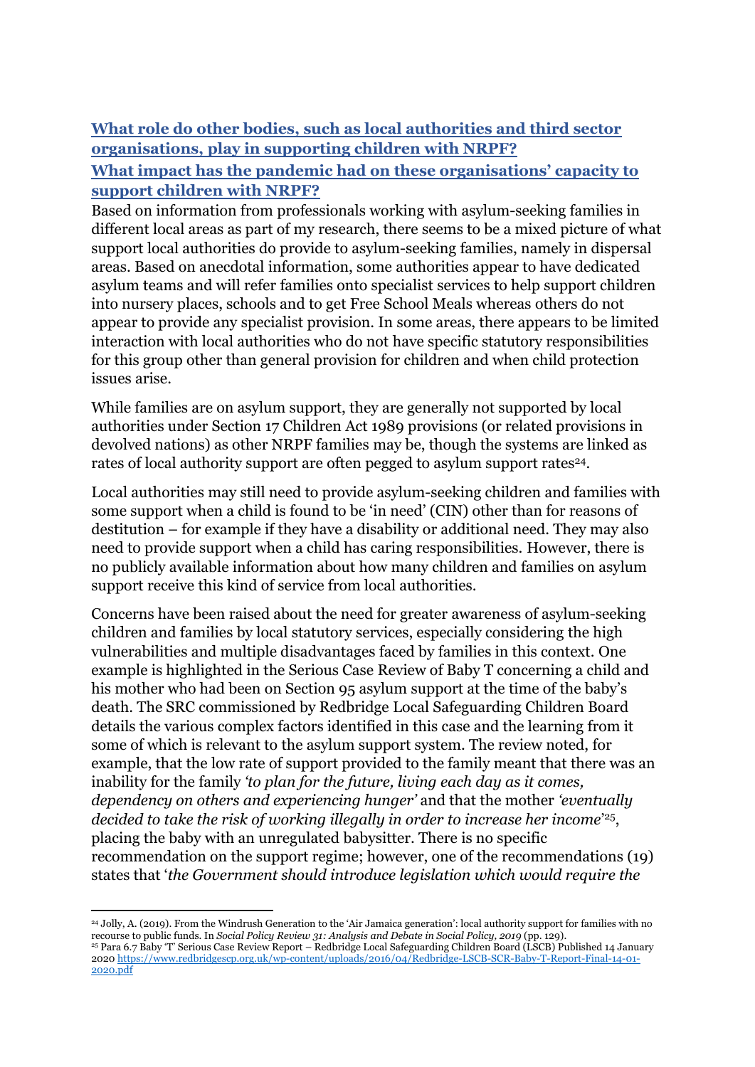## [What role do other bodies, such as local authorities and third sector organisations, play in supporting children with NRPF?](#)

## [What impact has the pandemic had on these organisations' capacity to support children with NRPF?](#)

Based on information from professionals working with asylum-seeking families in different local areas as part of my research, there seems to be a mixed picture of what support local authorities do provide to asylum-seeking families, namely in dispersal areas. Based on anecdotal information, some authorities appear to have dedicated asylum teams and will refer families onto specialist services to help support children into nursery places, schools and to get Free School Meals whereas others do not appear to provide any specialist provision. In some areas, there appears to be limited interaction with local authorities who do not have specific statutory responsibilities for this group other than general provision for children and when child protection issues arise.

While families are on asylum support, they are generally not supported by local authorities under Section 17 Children Act 1989 provisions (or related provisions in devolved nations) as other NRPF families may be, though the systems are linked as rates of local authority support are often pegged to asylum support rates[24].

Local authorities may still need to provide asylum-seeking children and families with some support when a child is found to be 'in need' (CIN) other than for reasons of destitution – for example if they have a disability or additional need. They may also need to provide support when a child has caring responsibilities. However, there is no publicly available information about how many children and families on asylum support receive this kind of service from local authorities.

Concerns have been raised about the need for greater awareness of asylum-seeking children and families by local statutory services, especially considering the high vulnerabilities and multiple disadvantages faced by families in this context. One example is highlighted in the Serious Case Review of Baby T concerning a child and his mother who had been on Section 95 asylum support at the time of the baby's death. The SRC commissioned by Redbridge Local Safeguarding Children Board details the various complex factors identified in this case and the learning from it some of which is relevant to the asylum support system. The review noted, for example, that the low rate of support provided to the family meant that there was an inability for the family *'to plan for the future, living each day as it comes, dependency on others and experiencing hunger'* and that the mother *'eventually decided to take the risk of working illegally in order to increase her income'*[25], placing the baby with an unregulated babysitter. There is no specific recommendation on the support regime; however, one of the recommendations (19) states that '*the Government should introduce legislation which would require the*

---

[24] Jolly, A. (2019). From the Windrush Generation to the 'Air Jamaica generation': local authority support for families with no recourse to public funds. In *Social Policy Review 31: Analysis and Debate in Social Policy, 2019* (pp. 129).

[25] Para 6.7 Baby 'T' Serious Case Review Report – Redbridge Local Safeguarding Children Board (LSCB) Published 14 January 2020 https://www.redbridgescp.org.uk/wp-content/uploads/2016/04/Redbridge-LSCB-SCR-Baby-T-Report-Final-14-01-2020.pdf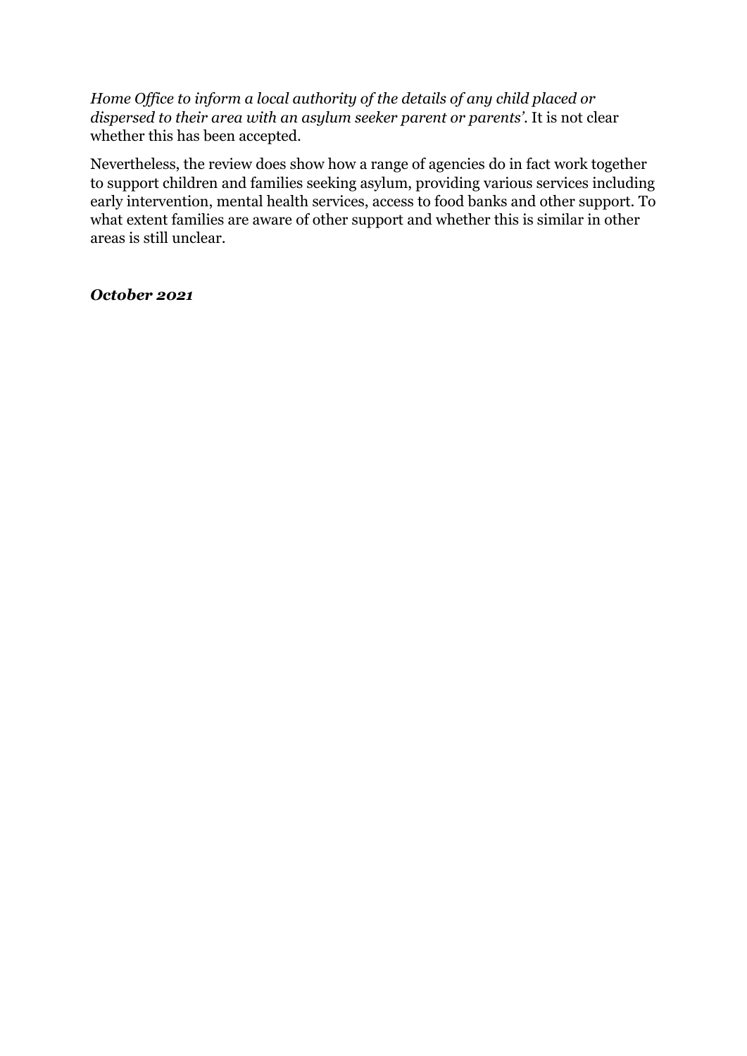*Home Office to inform a local authority of the details of any child placed or dispersed to their area with an asylum seeker parent or parents'*. It is not clear whether this has been accepted.

Nevertheless, the review does show how a range of agencies do in fact work together to support children and families seeking asylum, providing various services including early intervention, mental health services, access to food banks and other support. To what extent families are aware of other support and whether this is similar in other areas is still unclear.

***October 2021***